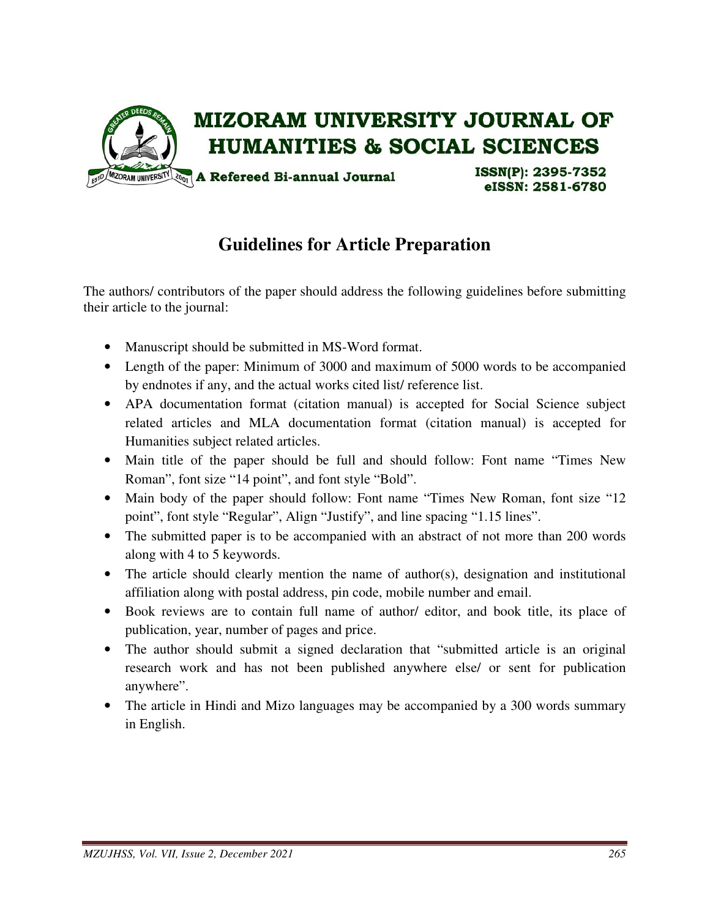# MIZORAM UNIVERSITY JOURNAL OF HUMANITIES & SOCIAL SCIENCES

**A Refereed Bi-annual Journal**

**ISSN(P): 2395-7352**
**eISSN: 2581-6780**

## Guidelines for Article Preparation

The authors/ contributors of the paper should address the following guidelines before submitting their article to the journal:

- Manuscript should be submitted in MS-Word format.
- Length of the paper: Minimum of 3000 and maximum of 5000 words to be accompanied by endnotes if any, and the actual works cited list/ reference list.
- APA documentation format (citation manual) is accepted for Social Science subject related articles and MLA documentation format (citation manual) is accepted for Humanities subject related articles.
- Main title of the paper should be full and should follow: Font name "Times New Roman", font size "14 point", and font style "Bold".
- Main body of the paper should follow: Font name "Times New Roman, font size "12 point", font style "Regular", Align "Justify", and line spacing "1.15 lines".
- The submitted paper is to be accompanied with an abstract of not more than 200 words along with 4 to 5 keywords.
- The article should clearly mention the name of author(s), designation and institutional affiliation along with postal address, pin code, mobile number and email.
- Book reviews are to contain full name of author/ editor, and book title, its place of publication, year, number of pages and price.
- The author should submit a signed declaration that "submitted article is an original research work and has not been published anywhere else/ or sent for publication anywhere".
- The article in Hindi and Mizo languages may be accompanied by a 300 words summary in English.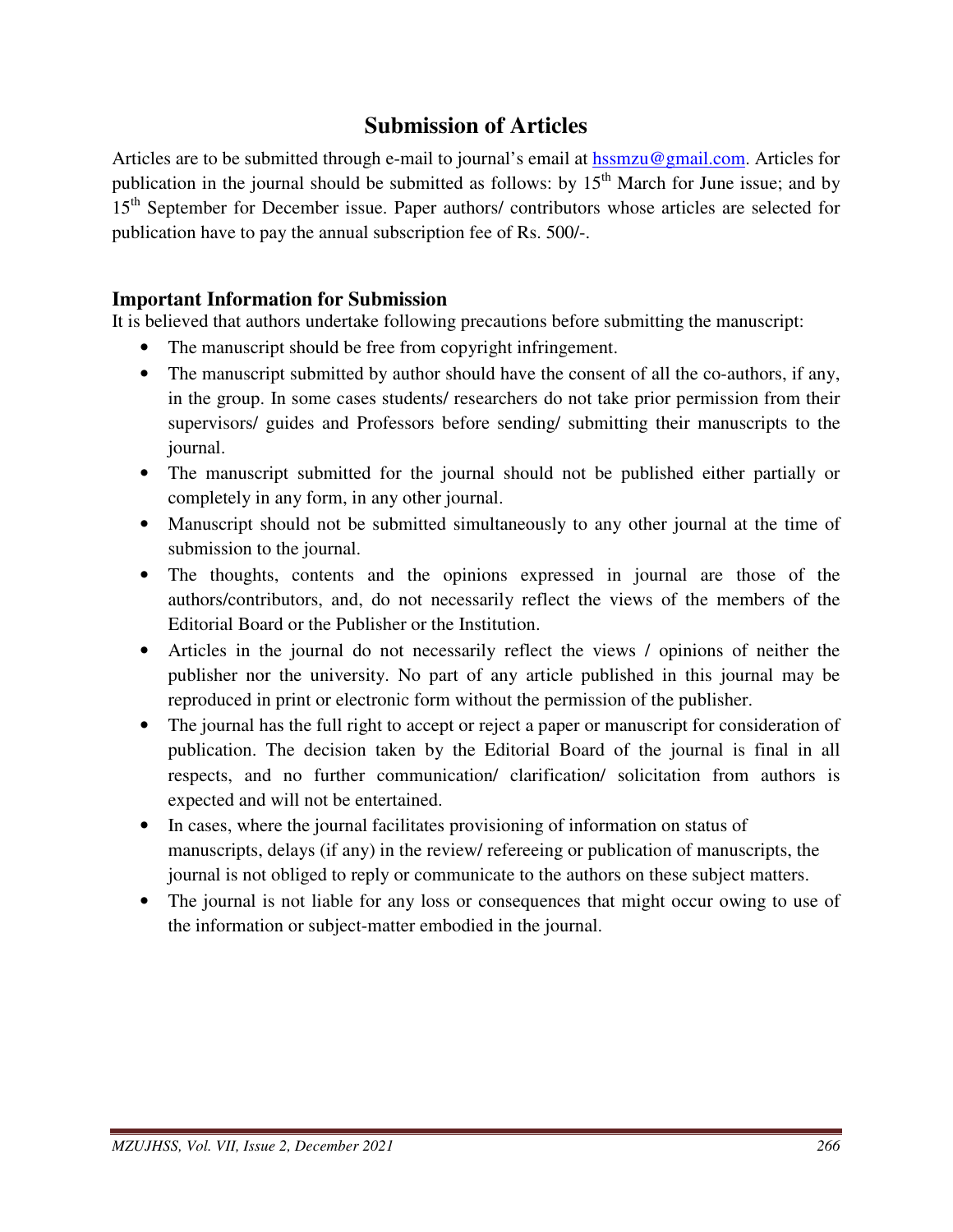# Submission of Articles

Articles are to be submitted through e-mail to journal's email at [hssmzu@gmail.com](mailto:hssmzu@gmail.com). Articles for publication in the journal should be submitted as follows: by 15th March for June issue; and by 15th September for December issue. Paper authors/ contributors whose articles are selected for publication have to pay the annual subscription fee of Rs. 500/-.

## Important Information for Submission

It is believed that authors undertake following precautions before submitting the manuscript:

- The manuscript should be free from copyright infringement.
- The manuscript submitted by author should have the consent of all the co-authors, if any, in the group. In some cases students/ researchers do not take prior permission from their supervisors/ guides and Professors before sending/ submitting their manuscripts to the journal.
- The manuscript submitted for the journal should not be published either partially or completely in any form, in any other journal.
- Manuscript should not be submitted simultaneously to any other journal at the time of submission to the journal.
- The thoughts, contents and the opinions expressed in journal are those of the authors/contributors, and, do not necessarily reflect the views of the members of the Editorial Board or the Publisher or the Institution.
- Articles in the journal do not necessarily reflect the views / opinions of neither the publisher nor the university. No part of any article published in this journal may be reproduced in print or electronic form without the permission of the publisher.
- The journal has the full right to accept or reject a paper or manuscript for consideration of publication. The decision taken by the Editorial Board of the journal is final in all respects, and no further communication/ clarification/ solicitation from authors is expected and will not be entertained.
- In cases, where the journal facilitates provisioning of information on status of manuscripts, delays (if any) in the review/ refereeing or publication of manuscripts, the journal is not obliged to reply or communicate to the authors on these subject matters.
- The journal is not liable for any loss or consequences that might occur owing to use of the information or subject-matter embodied in the journal.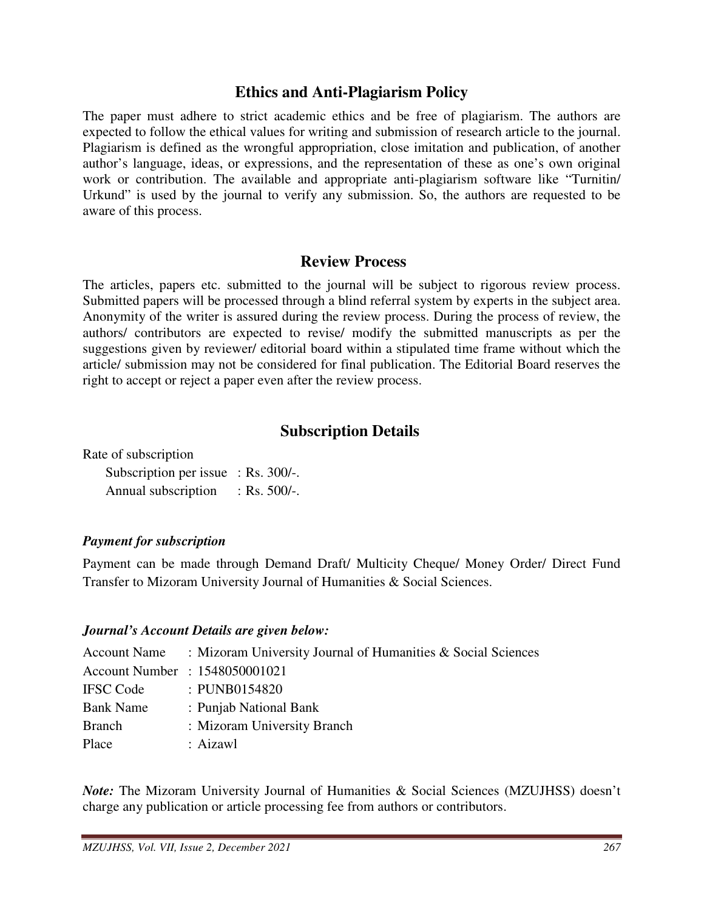## Ethics and Anti-Plagiarism Policy

The paper must adhere to strict academic ethics and be free of plagiarism. The authors are expected to follow the ethical values for writing and submission of research article to the journal. Plagiarism is defined as the wrongful appropriation, close imitation and publication, of another author's language, ideas, or expressions, and the representation of these as one's own original work or contribution. The available and appropriate anti-plagiarism software like "Turnitin/ Urkund" is used by the journal to verify any submission. So, the authors are requested to be aware of this process.

## Review Process

The articles, papers etc. submitted to the journal will be subject to rigorous review process. Submitted papers will be processed through a blind referral system by experts in the subject area. Anonymity of the writer is assured during the review process. During the process of review, the authors/ contributors are expected to revise/ modify the submitted manuscripts as per the suggestions given by reviewer/ editorial board within a stipulated time frame without which the article/ submission may not be considered for final publication. The Editorial Board reserves the right to accept or reject a paper even after the review process.

## Subscription Details

Rate of subscription

Subscription per issue : Rs. 300/-.
Annual subscription : Rs. 500/-.

***Payment for subscription***

Payment can be made through Demand Draft/ Multicity Cheque/ Money Order/ Direct Fund Transfer to Mizoram University Journal of Humanities & Social Sciences.

***Journal's Account Details are given below:***

Account Name : Mizoram University Journal of Humanities & Social Sciences
Account Number : 1548050001021
IFSC Code : PUNB0154820
Bank Name : Punjab National Bank
Branch : Mizoram University Branch
Place : Aizawl

***Note:*** The Mizoram University Journal of Humanities & Social Sciences (MZUJHSS) doesn't charge any publication or article processing fee from authors or contributors.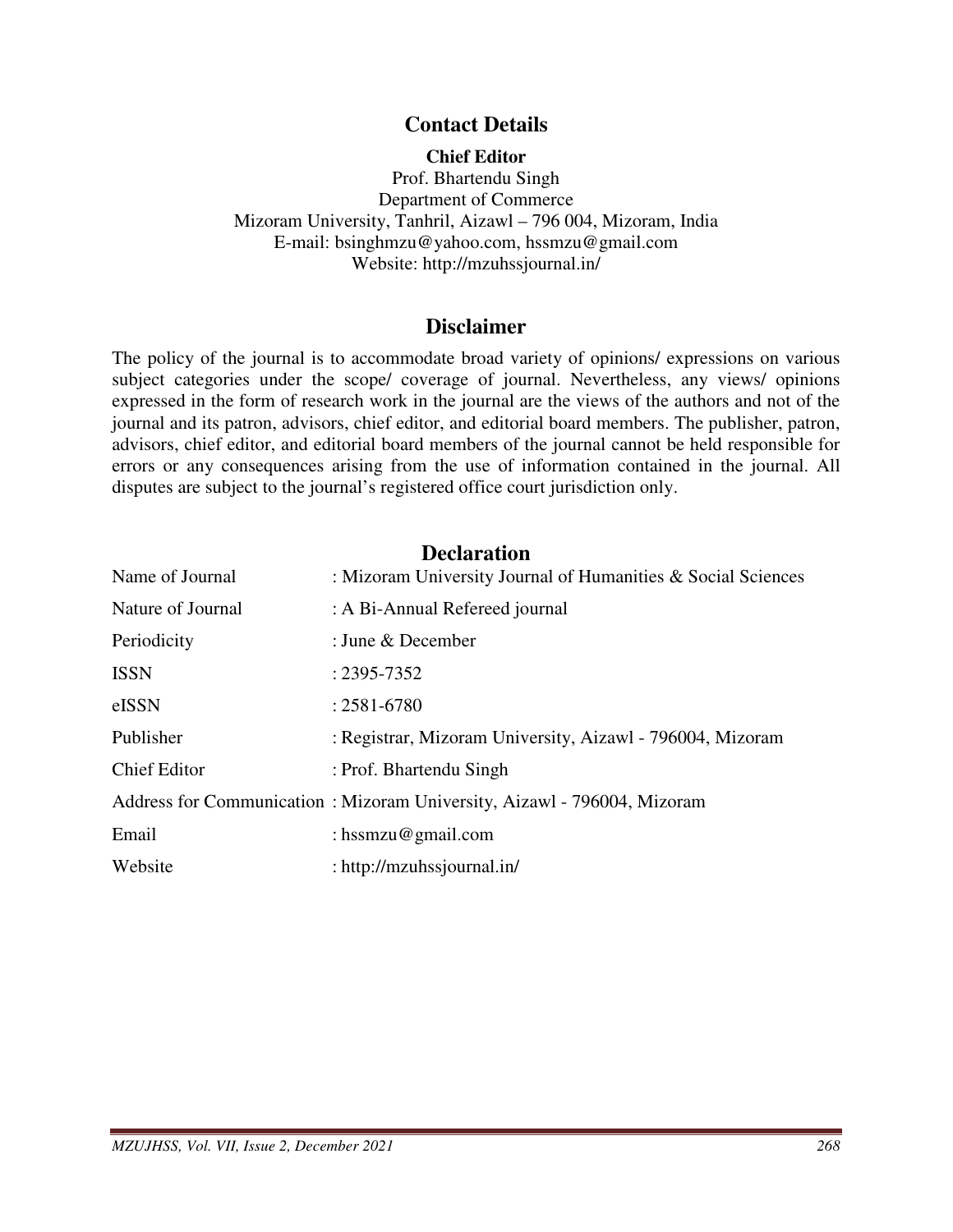## Contact Details

**Chief Editor**
Prof. Bhartendu Singh
Department of Commerce
Mizoram University, Tanhril, Aizawl – 796 004, Mizoram, India
E-mail: bsinghmzu@yahoo.com, hssmzu@gmail.com
Website: http://mzuhssjournal.in/

## Disclaimer

The policy of the journal is to accommodate broad variety of opinions/ expressions on various subject categories under the scope/ coverage of journal. Nevertheless, any views/ opinions expressed in the form of research work in the journal are the views of the authors and not of the journal and its patron, advisors, chief editor, and editorial board members. The publisher, patron, advisors, chief editor, and editorial board members of the journal cannot be held responsible for errors or any consequences arising from the use of information contained in the journal. All disputes are subject to the journal's registered office court jurisdiction only.

## Declaration

| | |
|---|---|
| Name of Journal | : Mizoram University Journal of Humanities & Social Sciences |
| Nature of Journal | : A Bi-Annual Refereed journal |
| Periodicity | : June & December |
| ISSN | : 2395-7352 |
| eISSN | : 2581-6780 |
| Publisher | : Registrar, Mizoram University, Aizawl - 796004, Mizoram |
| Chief Editor | : Prof. Bhartendu Singh |
| Address for Communication | : Mizoram University, Aizawl - 796004, Mizoram |
| Email | : hssmzu@gmail.com |
| Website | : http://mzuhssjournal.in/ |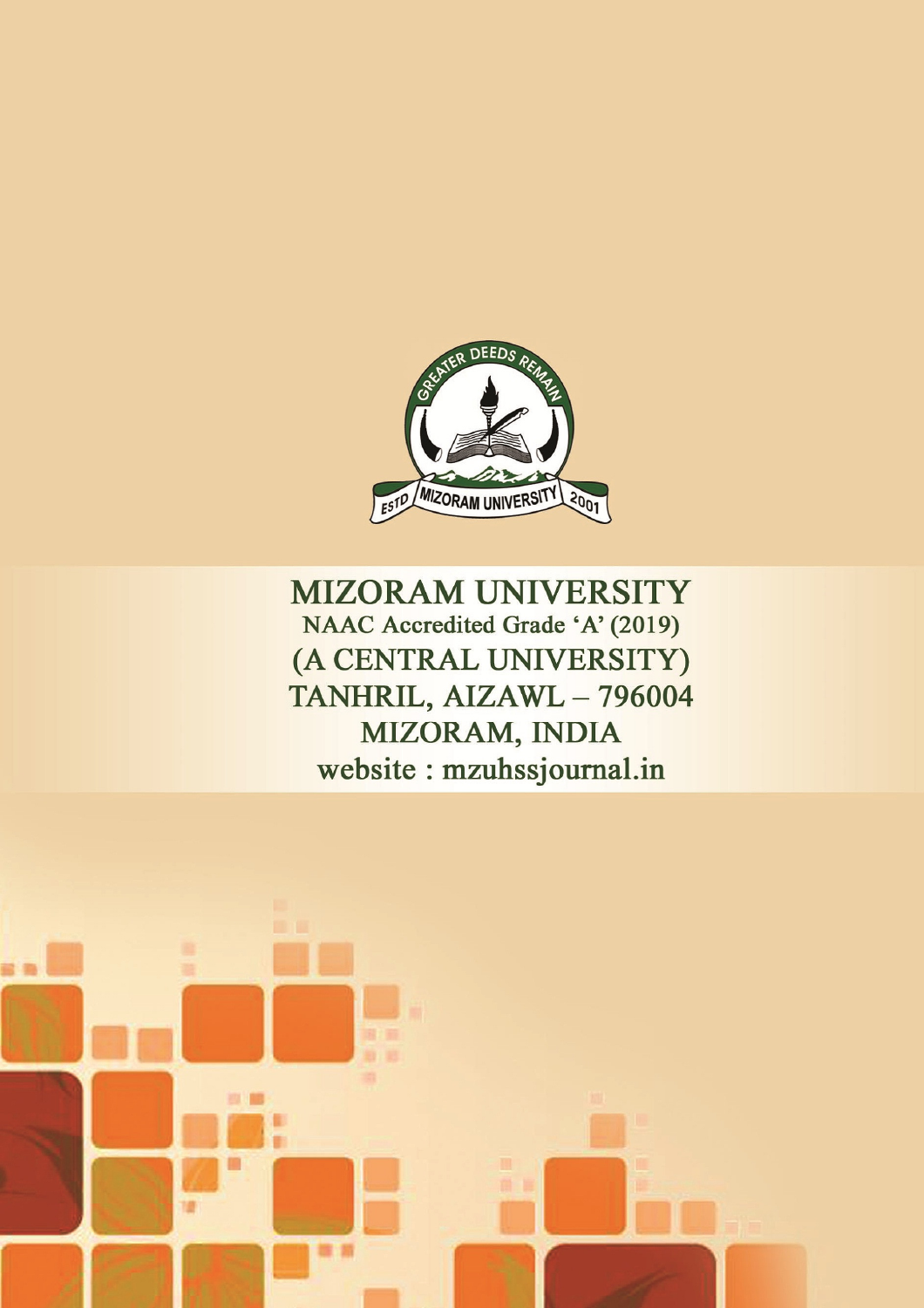MIZORAM UNIVERSITY

NAAC Accredited Grade 'A' (2019)

(A CENTRAL UNIVERSITY)

TANHRIL, AIZAWL – 796004

MIZORAM, INDIA

website : mzuhssjournal.in